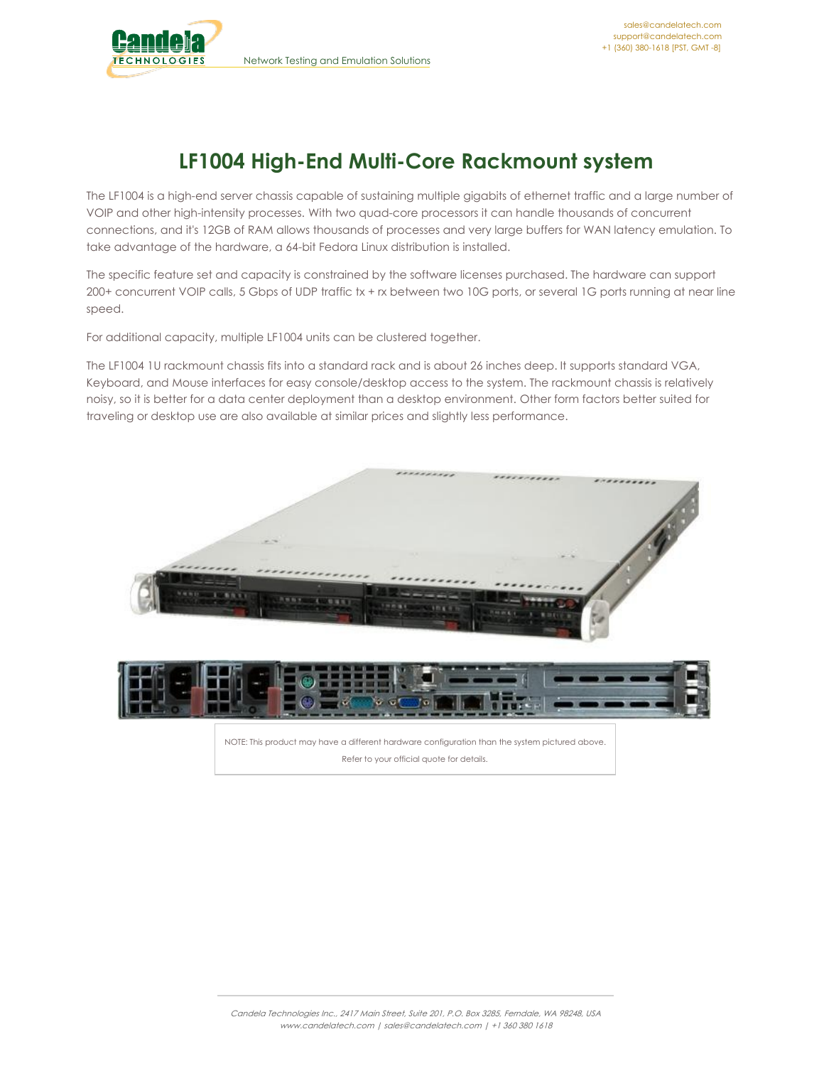# LF1004 High-End Multi-Core Rackmount system

The LF1004 is a high-end server chassis capable of sustaining multiple gigabits of ethernet traffic and a large number of VOIP and other high-intensity processes. With two quad-core processors it can handle thousands of concurrent connections, and it's 12GB of RAM allows thousands of processes and very large buffers for WAN latency emulation. To take advantage of the hardware, a 64-bit Fedora Linux distribution is installed.

The specific feature set and capacity is constrained by the software licenses purchased. The hardware can support 200+ concurrent VOIP calls, 5 Gbps of UDP traffic tx + rx between two 10G ports, or several 1G ports running at near line speed.

For additional capacity, multiple LF1004 units can be clustered together.

The LF1004 1U rackmount chassis fits into a standard rack and is about 26 inches deep. It supports standard VGA, Keyboard, and Mouse interfaces for easy console/desktop access to the system. The rackmount chassis is relatively noisy, so it is better for a data center deployment than a desktop environment. Other form factors better suited for traveling or desktop use are also available at similar prices and slightly less performance.

NOTE: This product may have a different hardware configuration than the system pictured above. Refer to your official quote for details.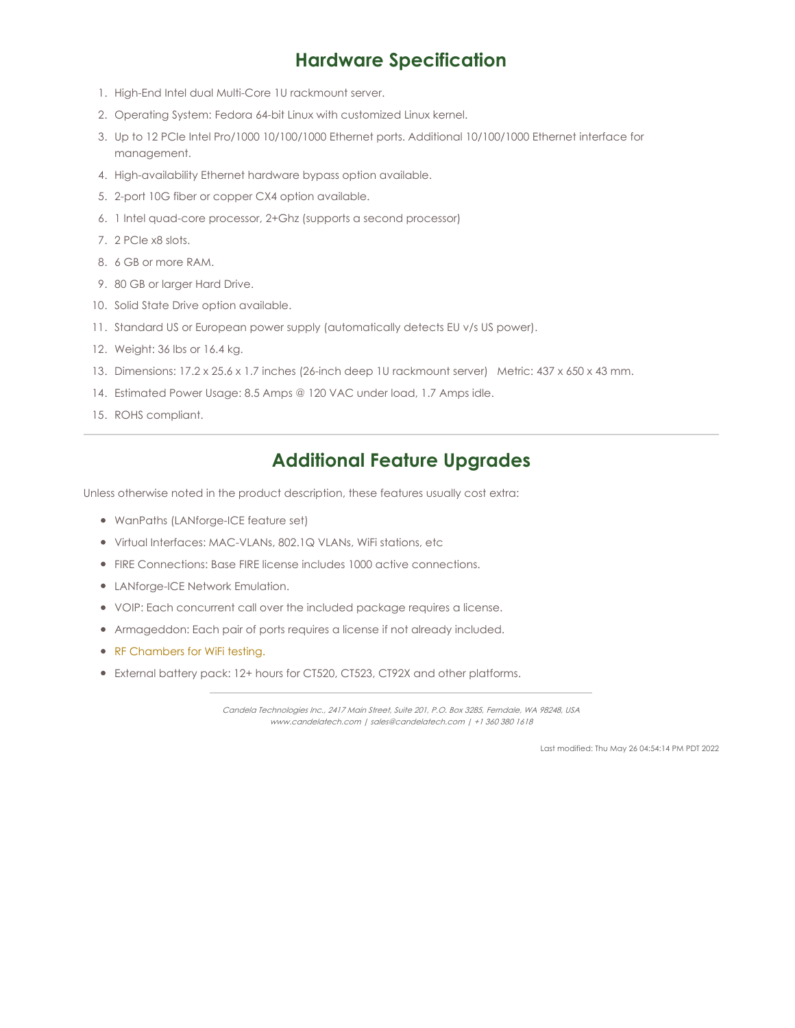## Hardware Specification

1. High-End Intel dual Multi-Core 1U rackmount server.
2. Operating System: Fedora 64-bit Linux with customized Linux kernel.
3. Up to 12 PCIe Intel Pro/1000 10/100/1000 Ethernet ports. Additional 10/100/1000 Ethernet interface for management.
4. High-availability Ethernet hardware bypass option available.
5. 2-port 10G fiber or copper CX4 option available.
6. 1 Intel quad-core processor, 2+Ghz (supports a second processor)
7. 2 PCIe x8 slots.
8. 6 GB or more RAM.
9. 80 GB or larger Hard Drive.
10. Solid State Drive option available.
11. Standard US or European power supply (automatically detects EU v/s US power).
12. Weight: 36 lbs or 16.4 kg.
13. Dimensions: 17.2 x 25.6 x 1.7 inches (26-inch deep 1U rackmount server)   Metric: 437 x 650 x 43 mm.
14. Estimated Power Usage: 8.5 Amps @ 120 VAC under load, 1.7 Amps idle.
15. ROHS compliant.

---

## Additional Feature Upgrades

Unless otherwise noted in the product description, these features usually cost extra:

- WanPaths (LANforge-ICE feature set)
- Virtual Interfaces: MAC-VLANs, 802.1Q VLANs, WiFi stations, etc
- FIRE Connections: Base FIRE license includes 1000 active connections.
- LANforge-ICE Network Emulation.
- VOIP: Each concurrent call over the included package requires a license.
- Armageddon: Each pair of ports requires a license if not already included.
- RF Chambers for WiFi testing.
- External battery pack: 12+ hours for CT520, CT523, CT92X and other platforms.

---

*Candela Technologies Inc., 2417 Main Street, Suite 201, P.O. Box 3285, Ferndale, WA 98248, USA*
*www.candelatech.com | sales@candelatech.com | +1 360 380 1618*

Last modified: Thu May 26 04:54:14 PM PDT 2022